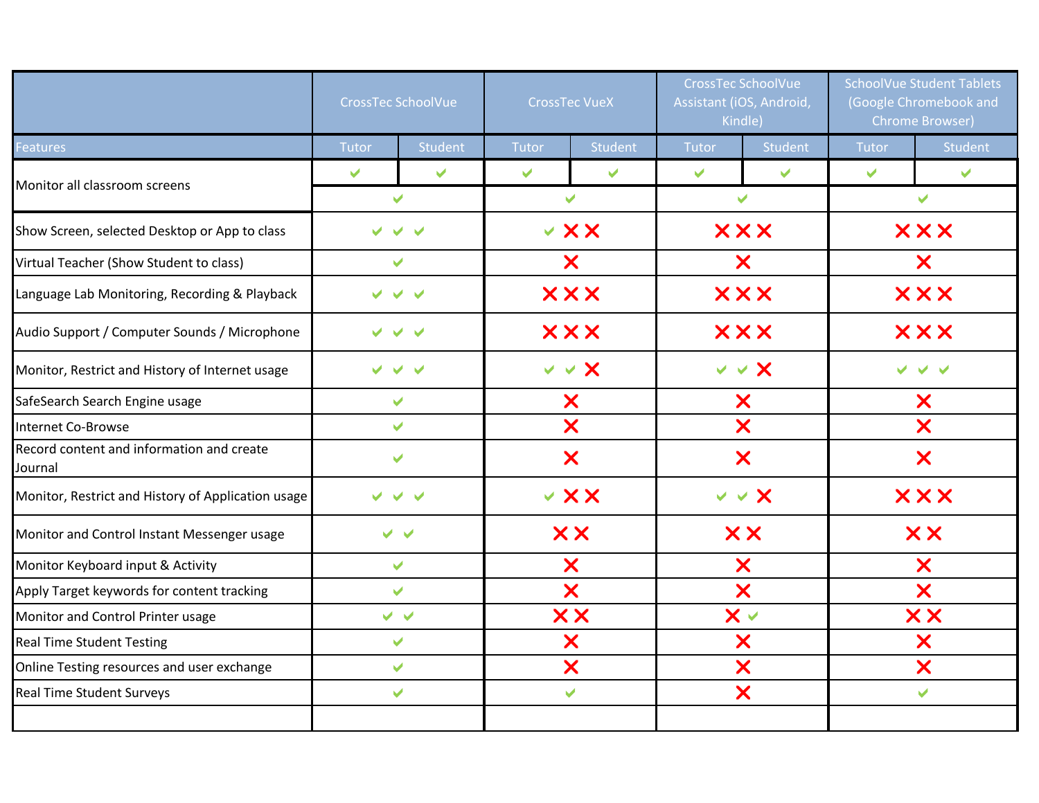| Features | CrossTec SchoolVue | | CrossTec VueX | | CrossTec SchoolVue Assistant (iOS, Android, Kindle) | | SchoolVue Student Tablets (Google Chromebook and Chrome Browser) | |
|---|---|---|---|---|---|---|---|---|
| | Tutor | Student | Tutor | Student | Tutor | Student | Tutor | Student |
| Monitor all classroom screens | ✔ | ✔ | ✔ | ✔ | ✔ | ✔ | ✔ | ✔ |
| | ✔ | | ✔ | | ✔ | | ✔ | |
| Show Screen, selected Desktop or App to class | ✔ ✔ ✔ | | ✔ ✖ ✖ | | ✖ ✖ ✖ | | ✖ ✖ ✖ | |
| Virtual Teacher (Show Student to class) | ✔ | | ✖ | | ✖ | | ✖ | |
| Language Lab Monitoring, Recording & Playback | ✔ ✔ ✔ | | ✖ ✖ ✖ | | ✖ ✖ ✖ | | ✖ ✖ ✖ | |
| Audio Support / Computer Sounds / Microphone | ✔ ✔ ✔ | | ✖ ✖ ✖ | | ✖ ✖ ✖ | | ✖ ✖ ✖ | |
| Monitor, Restrict and History of Internet usage | ✔ ✔ ✔ | | ✔ ✔ ✖ | | ✔ ✔ ✖ | | ✔ ✔ ✔ | |
| SafeSearch Search Engine usage | ✔ | | ✖ | | ✖ | | ✖ | |
| Internet Co-Browse | ✔ | | ✖ | | ✖ | | ✖ | |
| Record content and information and create Journal | ✔ | | ✖ | | ✖ | | ✖ | |
| Monitor, Restrict and History of Application usage | ✔ ✔ ✔ | | ✔ ✖ ✖ | | ✔ ✔ ✖ | | ✖ ✖ ✖ | |
| Monitor and Control Instant Messenger usage | ✔ ✔ | | ✖ ✖ | | ✖ ✖ | | ✖ ✖ | |
| Monitor Keyboard input & Activity | ✔ | | ✖ | | ✖ | | ✖ | |
| Apply Target keywords for content tracking | ✔ | | ✖ | | ✖ | | ✖ | |
| Monitor and Control Printer usage | ✔ ✔ | | ✖ ✖ | | ✖ ✔ | | ✖ ✖ | |
| Real Time Student Testing | ✔ | | ✖ | | ✖ | | ✖ | |
| Online Testing resources and user exchange | ✔ | | ✖ | | ✖ | | ✖ | |
| Real Time Student Surveys | ✔ | | ✔ | | ✖ | | ✔ | |
| | | | | | | | | |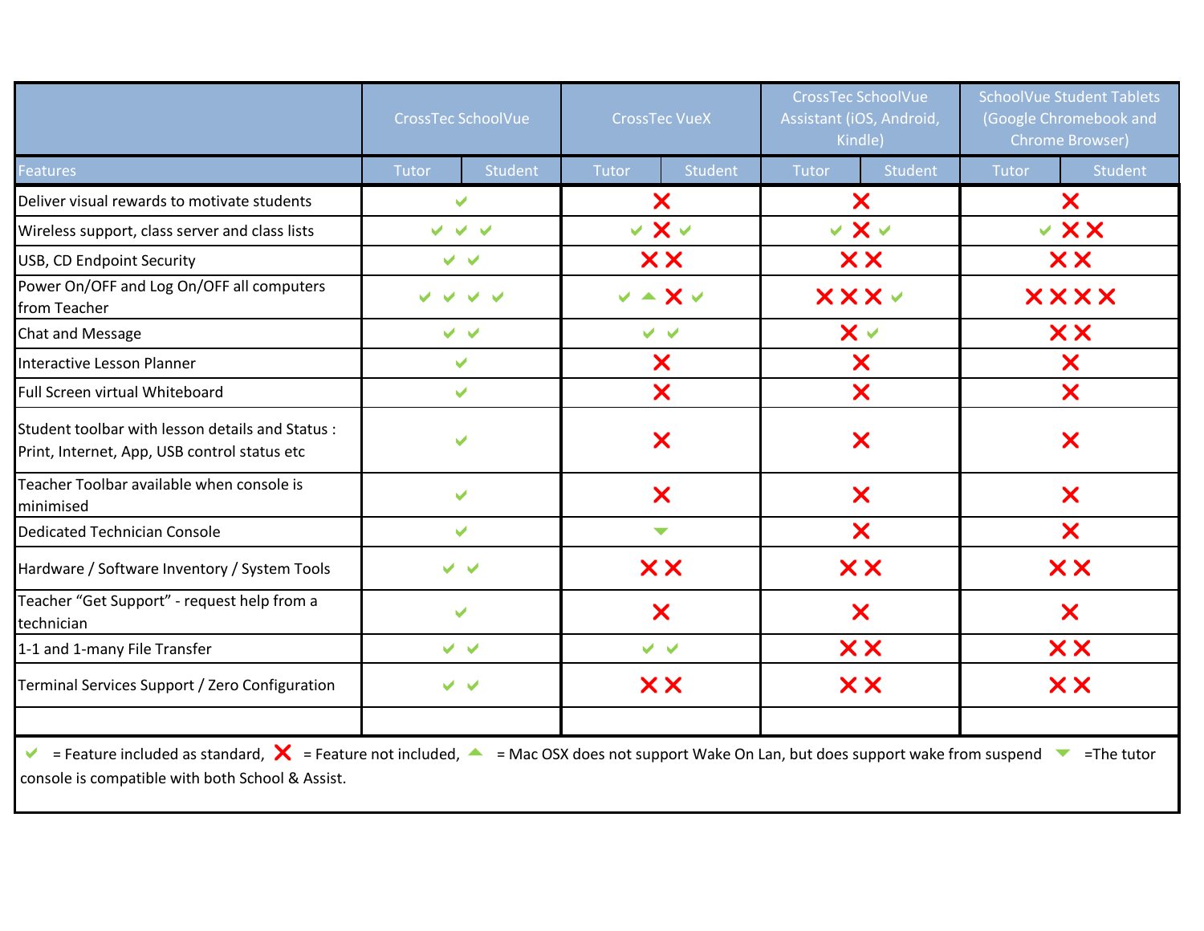| | CrossTec SchoolVue | | CrossTec VueX | | CrossTec SchoolVue Assistant (iOS, Android, Kindle) | | SchoolVue Student Tablets (Google Chromebook and Chrome Browser) | |
|---|---|---|---|---|---|---|---|---|
| Features | Tutor | Student | Tutor | Student | Tutor | Student | Tutor | Student |
| Deliver visual rewards to motivate students | ✔ | | ✘ | | ✘ | | ✘ | |
| Wireless support, class server and class lists | ✔ ✔ ✔ | | ✔ ✘ ✔ | | ✔ ✘ ✔ | | ✔ ✘ ✘ | |
| USB, CD Endpoint Security | ✔ ✔ | | ✘ ✘ | | ✘ ✘ | | ✘ ✘ | |
| Power On/OFF and Log On/OFF all computers from Teacher | ✔ ✔ ✔ ✔ | | ✔ ▲ ✘ ✔ | | ✘ ✘ ✘ ✔ | | ✘ ✘ ✘ ✘ | |
| Chat and Message | ✔ ✔ | | ✔ ✔ | | ✘ ✔ | | ✘ ✘ | |
| Interactive Lesson Planner | ✔ | | ✘ | | ✘ | | ✘ | |
| Full Screen virtual Whiteboard | ✔ | | ✘ | | ✘ | | ✘ | |
| Student toolbar with lesson details and Status : Print, Internet, App, USB control status etc | ✔ | | ✘ | | ✘ | | ✘ | |
| Teacher Toolbar available when console is minimised | ✔ | | ✘ | | ✘ | | ✘ | |
| Dedicated Technician Console | ✔ | | ▼ | | ✘ | | ✘ | |
| Hardware / Software Inventory / System Tools | ✔ ✔ | | ✘ ✘ | | ✘ ✘ | | ✘ ✘ | |
| Teacher "Get Support" - request help from a technician | ✔ | | ✘ | | ✘ | | ✘ | |
| 1-1 and 1-many File Transfer | ✔ ✔ | | ✔ ✔ | | ✘ ✘ | | ✘ ✘ | |
| Terminal Services Support / Zero Configuration | ✔ ✔ | | ✘ ✘ | | ✘ ✘ | | ✘ ✘ | |

✔ = Feature included as standard, ✘ = Feature not included, ▲ = Mac OSX does not support Wake On Lan, but does support wake from suspend ▼ =The tutor console is compatible with both School & Assist.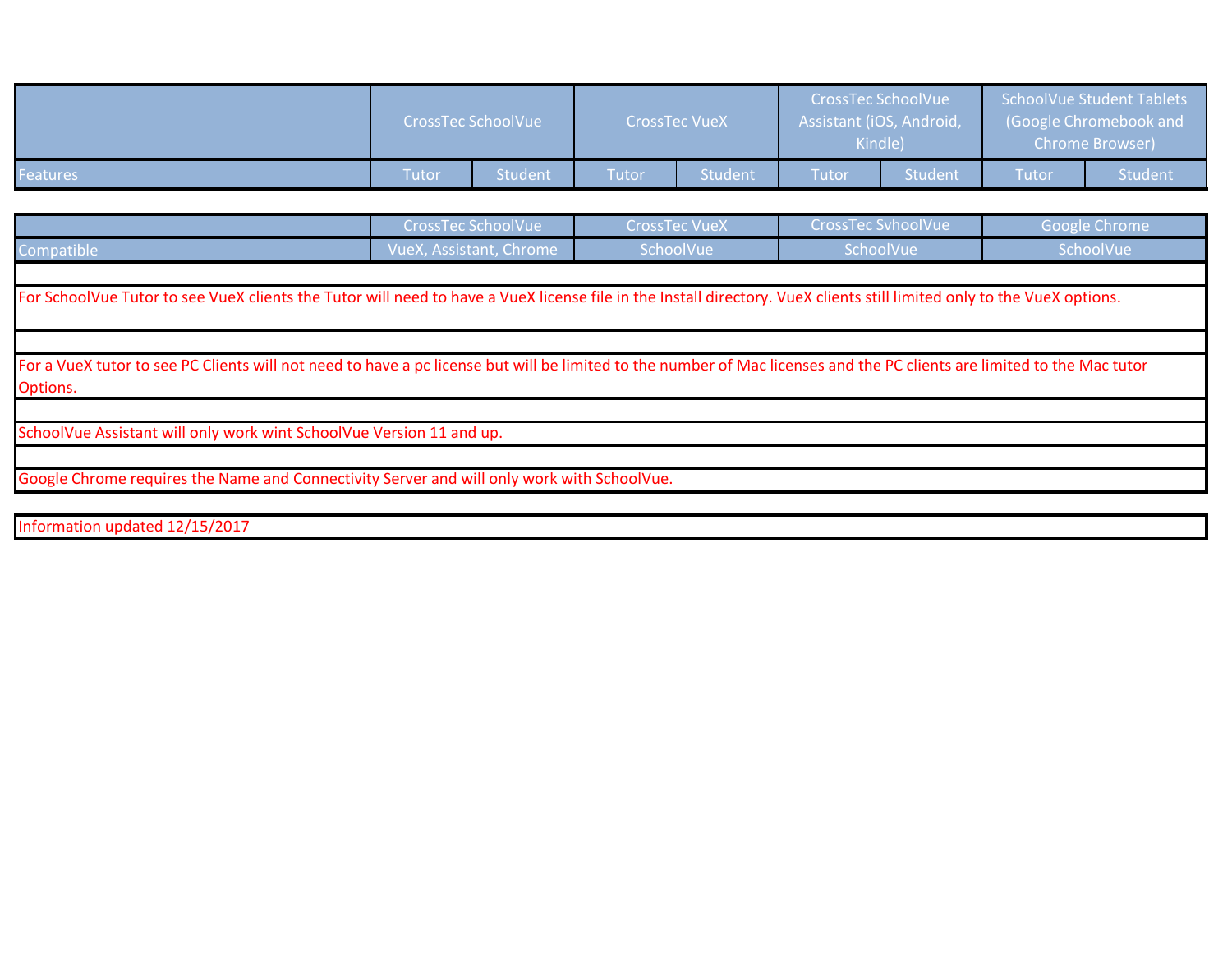| | CrossTec SchoolVue | | CrossTec VueX | | CrossTec SchoolVue Assistant (iOS, Android, Kindle) | | SchoolVue Student Tablets (Google Chromebook and Chrome Browser) | |
|---|---|---|---|---|---|---|---|---|
| Features | Tutor | Student | Tutor | Student | Tutor | Student | Tutor | Student |

| | CrossTec SchoolVue | CrossTec VueX | CrossTec SvhoolVue | Google Chrome |
|---|---|---|---|---|
| Compatible | VueX, Assistant, Chrome | SchoolVue | SchoolVue | SchoolVue |

For SchoolVue Tutor to see VueX clients the Tutor will need to have a VueX license file in the Install directory. VueX clients still limited only to the VueX options.

For a VueX tutor to see PC Clients will not need to have a pc license but will be limited to the number of Mac licenses and the PC clients are limited to the Mac tutor Options.

SchoolVue Assistant will only work wint SchoolVue Version 11 and up.

Google Chrome requires the Name and Connectivity Server and will only work with SchoolVue.

Information updated 12/15/2017